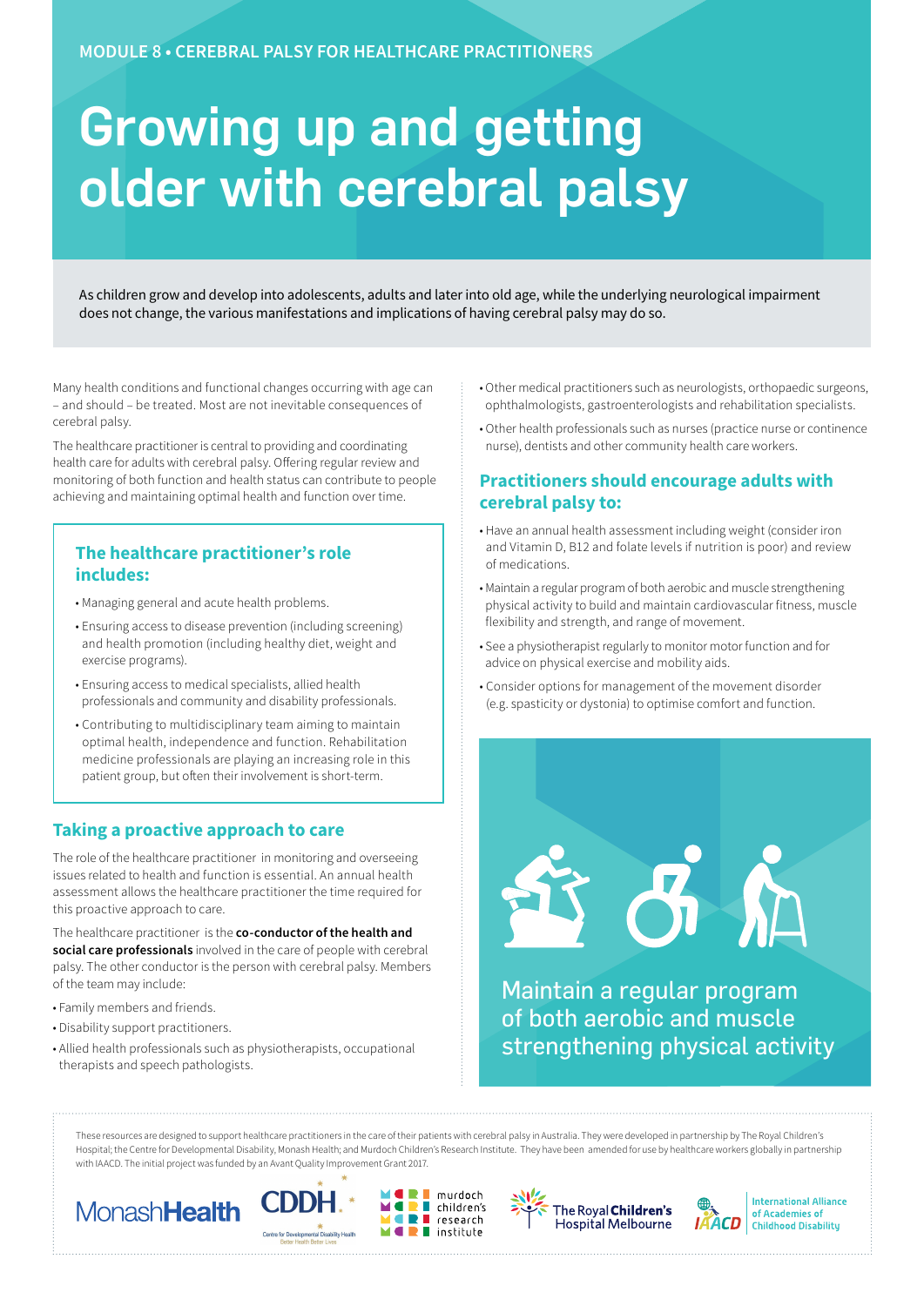MODULE 8 • CEREBRAL PALSY FOR HEALTHCARE PRACTITIONERS

# Growing up and getting older with cerebral palsy

As children grow and develop into adolescents, adults and later into old age, while the underlying neurological impairment does not change, the various manifestations and implications of having cerebral palsy may do so.

Many health conditions and functional changes occurring with age can – and should – be treated. Most are not inevitable consequences of cerebral palsy.

The healthcare practitioner is central to providing and coordinating health care for adults with cerebral palsy. Offering regular review and monitoring of both function and health status can contribute to people achieving and maintaining optimal health and function over time.

## The healthcare practitioner's role includes:

- Managing general and acute health problems.
- Ensuring access to disease prevention (including screening) and health promotion (including healthy diet, weight and exercise programs).
- Ensuring access to medical specialists, allied health professionals and community and disability professionals.
- Contributing to multidisciplinary team aiming to maintain optimal health, independence and function. Rehabilitation medicine professionals are playing an increasing role in this patient group, but often their involvement is short-term.

## Taking a proactive approach to care

The role of the healthcare practitioner in monitoring and overseeing issues related to health and function is essential. An annual health assessment allows the healthcare practitioner the time required for this proactive approach to care.

The healthcare practitioner is the **co-conductor of the health and social care professionals** involved in the care of people with cerebral palsy. The other conductor is the person with cerebral palsy. Members of the team may include:

- Family members and friends.
- Disability support practitioners.
- Allied health professionals such as physiotherapists, occupational therapists and speech pathologists.
- Other medical practitioners such as neurologists, orthopaedic surgeons, ophthalmologists, gastroenterologists and rehabilitation specialists.
- Other health professionals such as nurses (practice nurse or continence nurse), dentists and other community health care workers.

## Practitioners should encourage adults with cerebral palsy to:

- Have an annual health assessment including weight (consider iron and Vitamin D, B12 and folate levels if nutrition is poor) and review of medications.
- Maintain a regular program of both aerobic and muscle strengthening physical activity to build and maintain cardiovascular fitness, muscle flexibility and strength, and range of movement.
- See a physiotherapist regularly to monitor motor function and for advice on physical exercise and mobility aids.
- Consider options for management of the movement disorder (e.g. spasticity or dystonia) to optimise comfort and function.

Maintain a regular program of both aerobic and muscle strengthening physical activity

These resources are designed to support healthcare practitioners in the care of their patients with cerebral palsy in Australia. They were developed in partnership by The Royal Children's Hospital; the Centre for Developmental Disability, Monash Health; and Murdoch Children's Research Institute. They have been amended for use by healthcare workers globally in partnership with IAACD. The initial project was funded by an Avant Quality Improvement Grant 2017.

MonashHealth | CDDH Centre for Developmental Disability Health – Better Health Better Lives | murdoch children's research institute | The Royal Children's Hospital Melbourne | IAACD International Alliance of Academies of Childhood Disability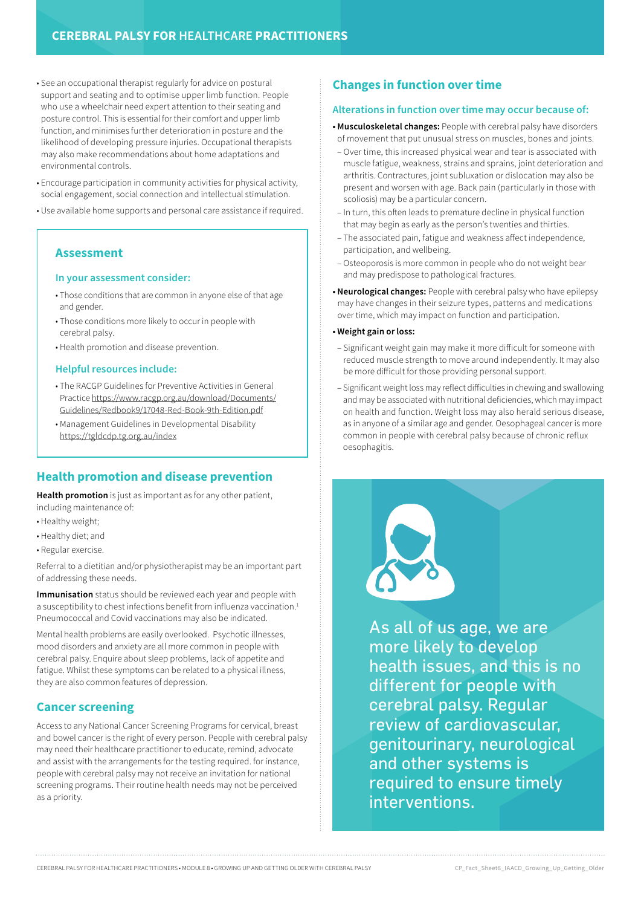- See an occupational therapist regularly for advice on postural support and seating and to optimise upper limb function. People who use a wheelchair need expert attention to their seating and posture control. This is essential for their comfort and upper limb function, and minimises further deterioration in posture and the likelihood of developing pressure injuries. Occupational therapists may also make recommendations about home adaptations and environmental controls.
- Encourage participation in community activities for physical activity, social engagement, social connection and intellectual stimulation.
- Use available home supports and personal care assistance if required.

## Assessment

### In your assessment consider:

- Those conditions that are common in anyone else of that age and gender.
- Those conditions more likely to occur in people with cerebral palsy.
- Health promotion and disease prevention.

### Helpful resources include:

- The RACGP Guidelines for Preventive Activities in General Practice https://www.racgp.org.au/download/Documents/Guidelines/Redbook9/17048-Red-Book-9th-Edition.pdf
- Management Guidelines in Developmental Disability https://tgldcdp.tg.org.au/index

## Health promotion and disease prevention

**Health promotion** is just as important as for any other patient, including maintenance of:

- Healthy weight;
- Healthy diet; and
- Regular exercise.

Referral to a dietitian and/or physiotherapist may be an important part of addressing these needs.

**Immunisation** status should be reviewed each year and people with a susceptibility to chest infections benefit from influenza vaccination.[1] Pneumococcal and Covid vaccinations may also be indicated.

Mental health problems are easily overlooked. Psychotic illnesses, mood disorders and anxiety are all more common in people with cerebral palsy. Enquire about sleep problems, lack of appetite and fatigue. Whilst these symptoms can be related to a physical illness, they are also common features of depression.

## Cancer screening

Access to any National Cancer Screening Programs for cervical, breast and bowel cancer is the right of every person. People with cerebral palsy may need their healthcare practitioner to educate, remind, advocate and assist with the arrangements for the testing required. for instance, people with cerebral palsy may not receive an invitation for national screening programs. Their routine health needs may not be perceived as a priority.

## Changes in function over time

### Alterations in function over time may occur because of:

- **Musculoskeletal changes:** People with cerebral palsy have disorders of movement that put unusual stress on muscles, bones and joints.
  - Over time, this increased physical wear and tear is associated with muscle fatigue, weakness, strains and sprains, joint deterioration and arthritis. Contractures, joint subluxation or dislocation may also be present and worsen with age. Back pain (particularly in those with scoliosis) may be a particular concern.
  - In turn, this often leads to premature decline in physical function that may begin as early as the person's twenties and thirties.
  - The associated pain, fatigue and weakness affect independence, participation, and wellbeing.
  - Osteoporosis is more common in people who do not weight bear and may predispose to pathological fractures.
- **Neurological changes:** People with cerebral palsy who have epilepsy may have changes in their seizure types, patterns and medications over time, which may impact on function and participation.
- **Weight gain or loss:**
  - Significant weight gain may make it more difficult for someone with reduced muscle strength to move around independently. It may also be more difficult for those providing personal support.
  - Significant weight loss may reflect difficulties in chewing and swallowing and may be associated with nutritional deficiencies, which may impact on health and function. Weight loss may also herald serious disease, as in anyone of a similar age and gender. Oesophageal cancer is more common in people with cerebral palsy because of chronic reflux oesophagitis.

As all of us age, we are more likely to develop health issues, and this is no different for people with cerebral palsy. Regular review of cardiovascular, genitourinary, neurological and other systems is required to ensure timely interventions.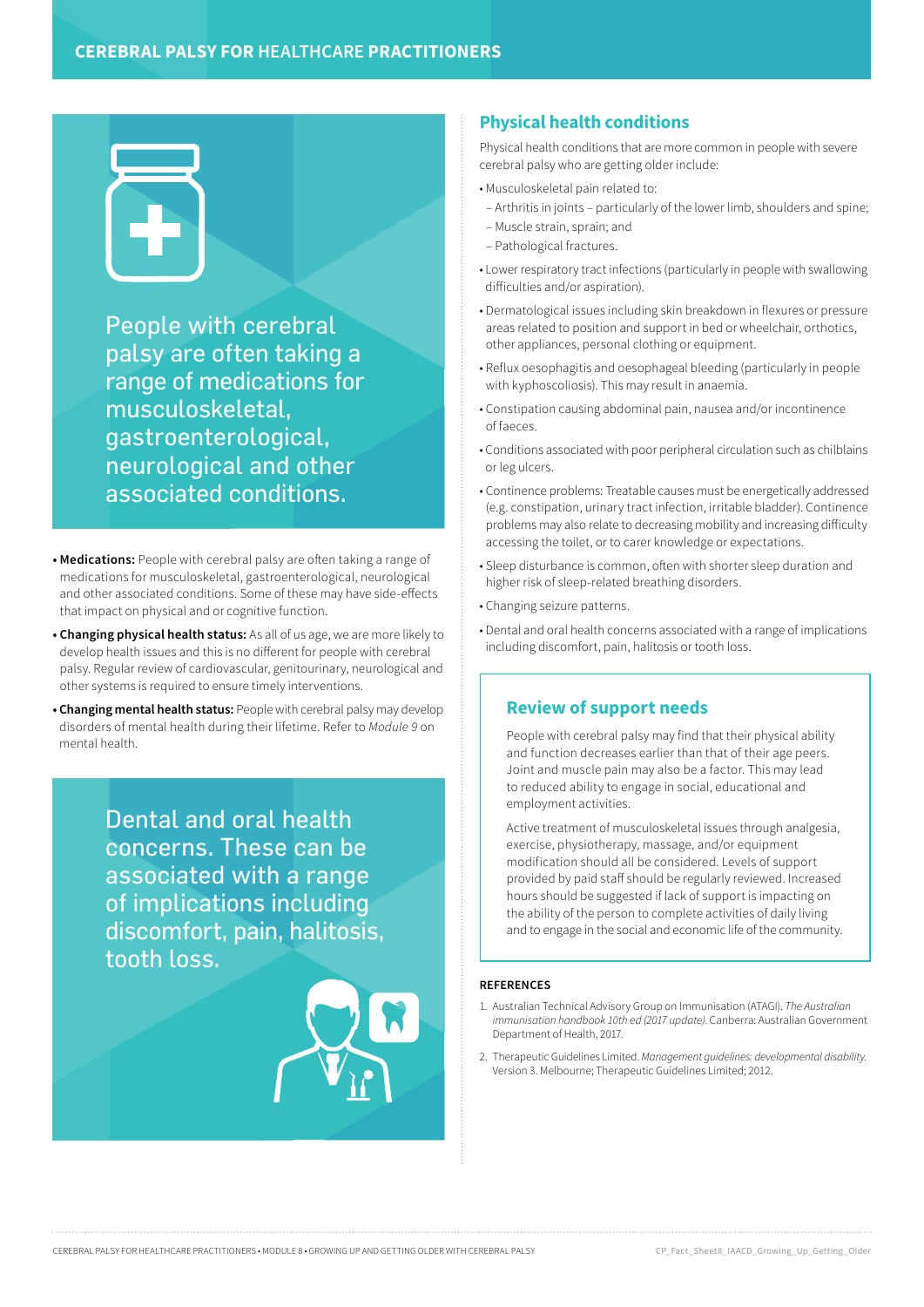People with cerebral palsy are often taking a range of medications for musculoskeletal, gastroenterological, neurological and other associated conditions.

- **Medications:** People with cerebral palsy are often taking a range of medications for musculoskeletal, gastroenterological, neurological and other associated conditions. Some of these may have side-effects that impact on physical and or cognitive function.
- **Changing physical health status:** As all of us age, we are more likely to develop health issues and this is no different for people with cerebral palsy. Regular review of cardiovascular, genitourinary, neurological and other systems is required to ensure timely interventions.
- **Changing mental health status:** People with cerebral palsy may develop disorders of mental health during their lifetime. Refer to *Module 9* on mental health.

Dental and oral health concerns. These can be associated with a range of implications including discomfort, pain, halitosis, tooth loss.

## Physical health conditions

Physical health conditions that are more common in people with severe cerebral palsy who are getting older include:

- Musculoskeletal pain related to:
  - Arthritis in joints – particularly of the lower limb, shoulders and spine;
  - Muscle strain, sprain; and
  - Pathological fractures.
- Lower respiratory tract infections (particularly in people with swallowing difficulties and/or aspiration).
- Dermatological issues including skin breakdown in flexures or pressure areas related to position and support in bed or wheelchair, orthotics, other appliances, personal clothing or equipment.
- Reflux oesophagitis and oesophageal bleeding (particularly in people with kyphoscoliosis). This may result in anaemia.
- Constipation causing abdominal pain, nausea and/or incontinence of faeces.
- Conditions associated with poor peripheral circulation such as chilblains or leg ulcers.
- Continence problems: Treatable causes must be energetically addressed (e.g. constipation, urinary tract infection, irritable bladder). Continence problems may also relate to decreasing mobility and increasing difficulty accessing the toilet, or to carer knowledge or expectations.
- Sleep disturbance is common, often with shorter sleep duration and higher risk of sleep-related breathing disorders.
- Changing seizure patterns.
- Dental and oral health concerns associated with a range of implications including discomfort, pain, halitosis or tooth loss.

## Review of support needs

People with cerebral palsy may find that their physical ability and function decreases earlier than that of their age peers. Joint and muscle pain may also be a factor. This may lead to reduced ability to engage in social, educational and employment activities.

Active treatment of musculoskeletal issues through analgesia, exercise, physiotherapy, massage, and/or equipment modification should all be considered. Levels of support provided by paid staff should be regularly reviewed. Increased hours should be suggested if lack of support is impacting on the ability of the person to complete activities of daily living and to engage in the social and economic life of the community.

### REFERENCES

1. Australian Technical Advisory Group on Immunisation (ATAGI). *The Australian immunisation handbook 10th ed (2017 update).* Canberra: Australian Government Department of Health, 2017.
2. Therapeutic Guidelines Limited. *Management guidelines: developmental disability.* Version 3. Melbourne; Therapeutic Guidelines Limited; 2012.